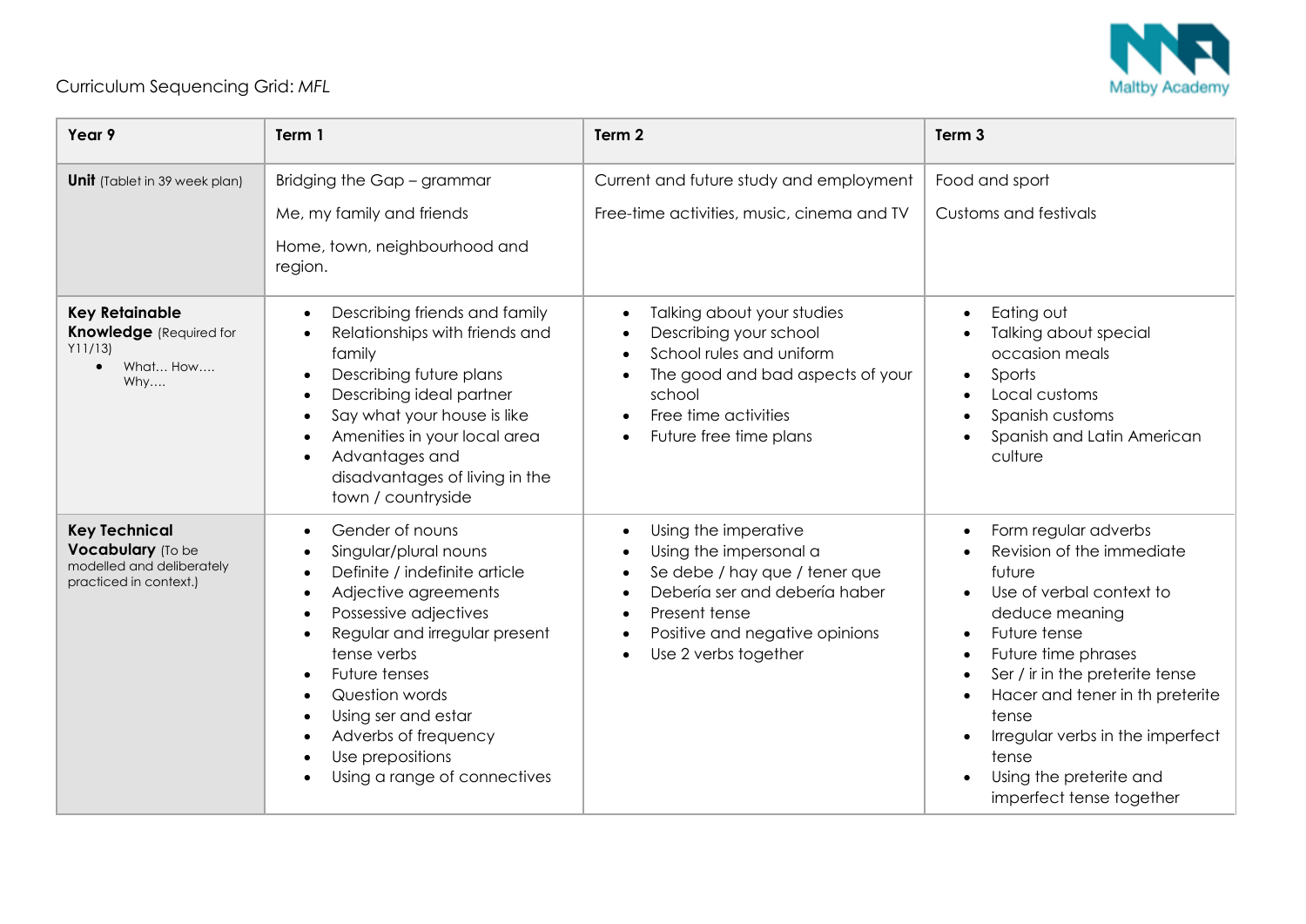Curriculum Sequencing Grid: *MFL*

| **Year 9** | **Term 1** | **Term 2** | **Term 3** |
|---|---|---|---|
| **Unit** (Tablet in 39 week plan) | Bridging the Gap – grammar<br>Me, my family and friends<br>Home, town, neighbourhood and region. | Current and future study and employment<br>Free-time activities, music, cinema and TV | Food and sport<br>Customs and festivals |
| **Key Retainable Knowledge** (Required for Y11/13)<br>• What… How…. Why…. | • Describing friends and family<br>• Relationships with friends and family<br>• Describing future plans<br>• Describing ideal partner<br>• Say what your house is like<br>• Amenities in your local area<br>• Advantages and disadvantages of living in the town / countryside | • Talking about your studies<br>• Describing your school<br>• School rules and uniform<br>• The good and bad aspects of your school<br>• Free time activities<br>• Future free time plans | • Eating out<br>• Talking about special occasion meals<br>• Sports<br>• Local customs<br>• Spanish customs<br>• Spanish and Latin American culture |
| **Key Technical Vocabulary** (To be modelled and deliberately practiced in context.) | • Gender of nouns<br>• Singular/plural nouns<br>• Definite / indefinite article<br>• Adjective agreements<br>• Possessive adjectives<br>• Regular and irregular present tense verbs<br>• Future tenses<br>• Question words<br>• Using ser and estar<br>• Adverbs of frequency<br>• Use prepositions<br>• Using a range of connectives | • Using the imperative<br>• Using the impersonal a<br>• Se debe / hay que / tener que<br>• Debería ser and debería haber<br>• Present tense<br>• Positive and negative opinions<br>• Use 2 verbs together | • Form regular adverbs<br>• Revision of the immediate future<br>• Use of verbal context to deduce meaning<br>• Future tense<br>• Future time phrases<br>• Ser / ir in the preterite tense<br>• Hacer and tener in th preterite tense<br>• Irregular verbs in the imperfect tense<br>• Using the preterite and imperfect tense together |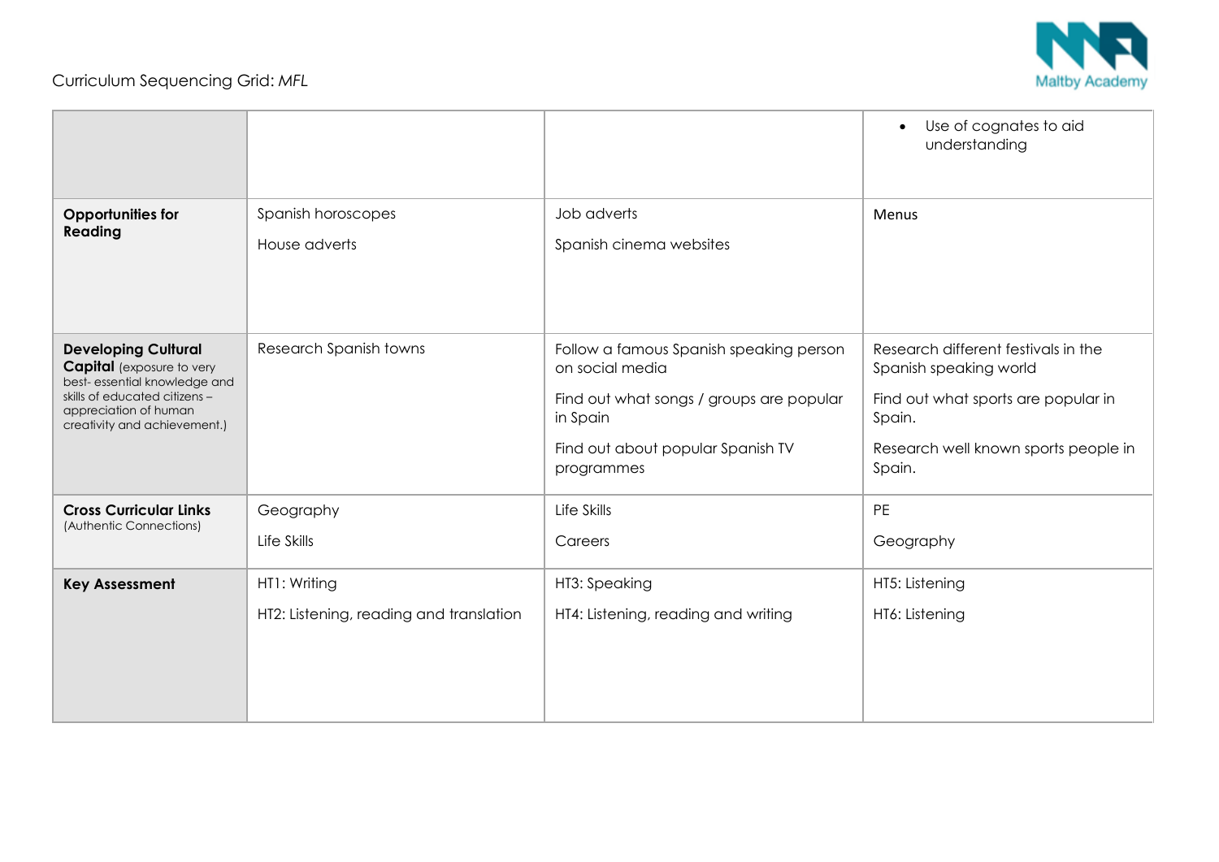Curriculum Sequencing Grid: *MFL*

| | | | |
|---|---|---|---|
| | | | • Use of cognates to aid understanding |
| **Opportunities for Reading** | Spanish horoscopes<br><br>House adverts | Job adverts<br><br>Spanish cinema websites | Menus |
| **Developing Cultural Capital** (exposure to very best- essential knowledge and skills of educated citizens – appreciation of human creativity and achievement.) | Research Spanish towns | Follow a famous Spanish speaking person on social media<br><br>Find out what songs / groups are popular in Spain<br><br>Find out about popular Spanish TV programmes | Research different festivals in the Spanish speaking world<br><br>Find out what sports are popular in Spain.<br><br>Research well known sports people in Spain. |
| **Cross Curricular Links** (Authentic Connections) | Geography<br><br>Life Skills | Life Skills<br><br>Careers | PE<br><br>Geography |
| **Key Assessment** | HT1: Writing<br><br>HT2: Listening, reading and translation | HT3: Speaking<br><br>HT4: Listening, reading and writing | HT5: Listening<br><br>HT6: Listening |